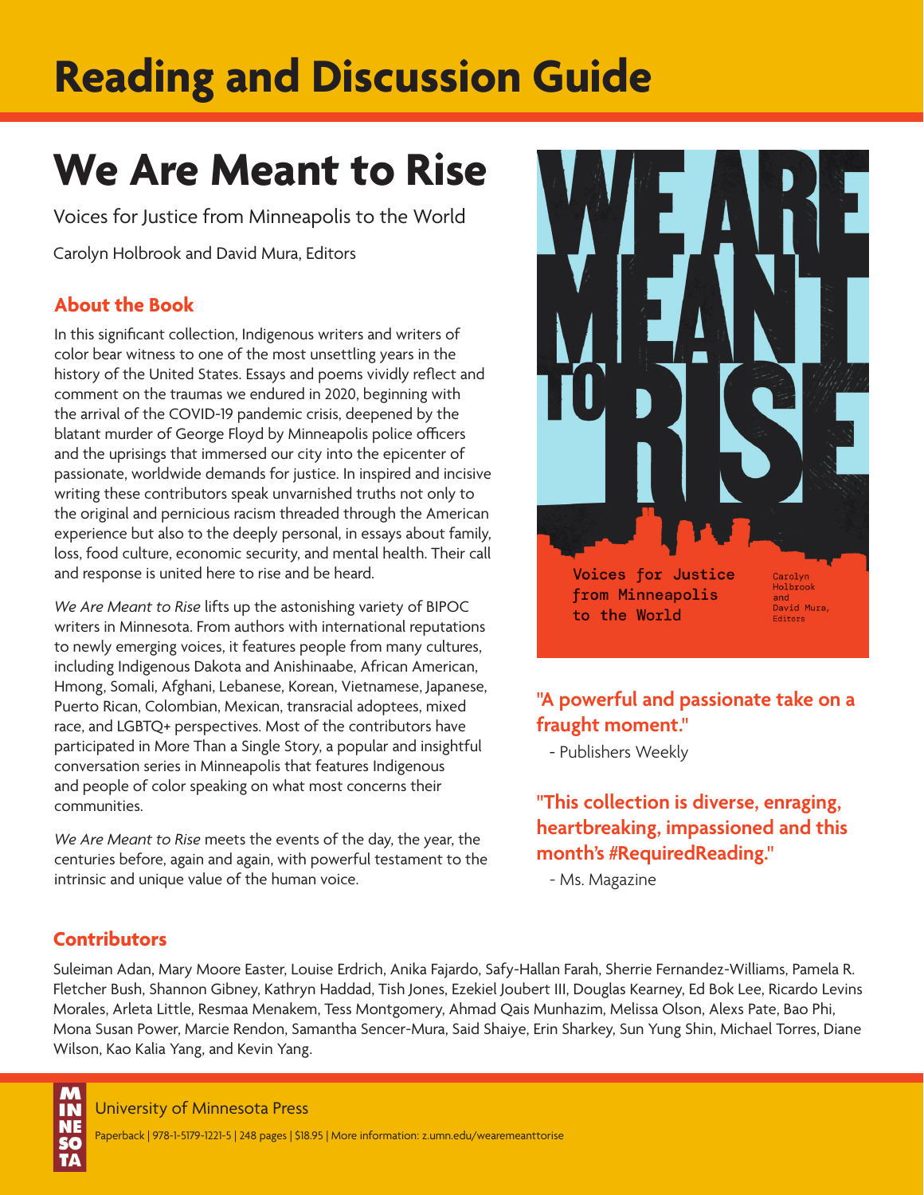# Reading and Discussion Guide

## We Are Meant to Rise

Voices for Justice from Minneapolis to the World

Carolyn Holbrook and David Mura, Editors

### About the Book

In this significant collection, Indigenous writers and writers of color bear witness to one of the most unsettling years in the history of the United States. Essays and poems vividly reflect and comment on the traumas we endured in 2020, beginning with the arrival of the COVID-19 pandemic crisis, deepened by the blatant murder of George Floyd by Minneapolis police officers and the uprisings that immersed our city into the epicenter of passionate, worldwide demands for justice. In inspired and incisive writing these contributors speak unvarnished truths not only to the original and pernicious racism threaded through the American experience but also to the deeply personal, in essays about family, loss, food culture, economic security, and mental health. Their call and response is united here to rise and be heard.

*We Are Meant to Rise* lifts up the astonishing variety of BIPOC writers in Minnesota. From authors with international reputations to newly emerging voices, it features people from many cultures, including Indigenous Dakota and Anishinaabe, African American, Hmong, Somali, Afghani, Lebanese, Korean, Vietnamese, Japanese, Puerto Rican, Colombian, Mexican, transracial adoptees, mixed race, and LGBTQ+ perspectives. Most of the contributors have participated in More Than a Single Story, a popular and insightful conversation series in Minneapolis that features Indigenous and people of color speaking on what most concerns their communities.

*We Are Meant to Rise* meets the events of the day, the year, the centuries before, again and again, with powerful testament to the intrinsic and unique value of the human voice.

**"A powerful and passionate take on a fraught moment."**

- Publishers Weekly

**"This collection is diverse, enraging, heartbreaking, impassioned and this month's #RequiredReading."**

- Ms. Magazine

### Contributors

Suleiman Adan, Mary Moore Easter, Louise Erdrich, Anika Fajardo, Safy-Hallan Farah, Sherrie Fernandez-Williams, Pamela R. Fletcher Bush, Shannon Gibney, Kathryn Haddad, Tish Jones, Ezekiel Joubert III, Douglas Kearney, Ed Bok Lee, Ricardo Levins Morales, Arleta Little, Resmaa Menakem, Tess Montgomery, Ahmad Qais Munhazim, Melissa Olson, Alexs Pate, Bao Phi, Mona Susan Power, Marcie Rendon, Samantha Sencer-Mura, Said Shaiye, Erin Sharkey, Sun Yung Shin, Michael Torres, Diane Wilson, Kao Kalia Yang, and Kevin Yang.

University of Minnesota Press

Paperback | 978-1-5179-1221-5 | 248 pages | $18.95 | More information: z.umn.edu/wearemeanttorise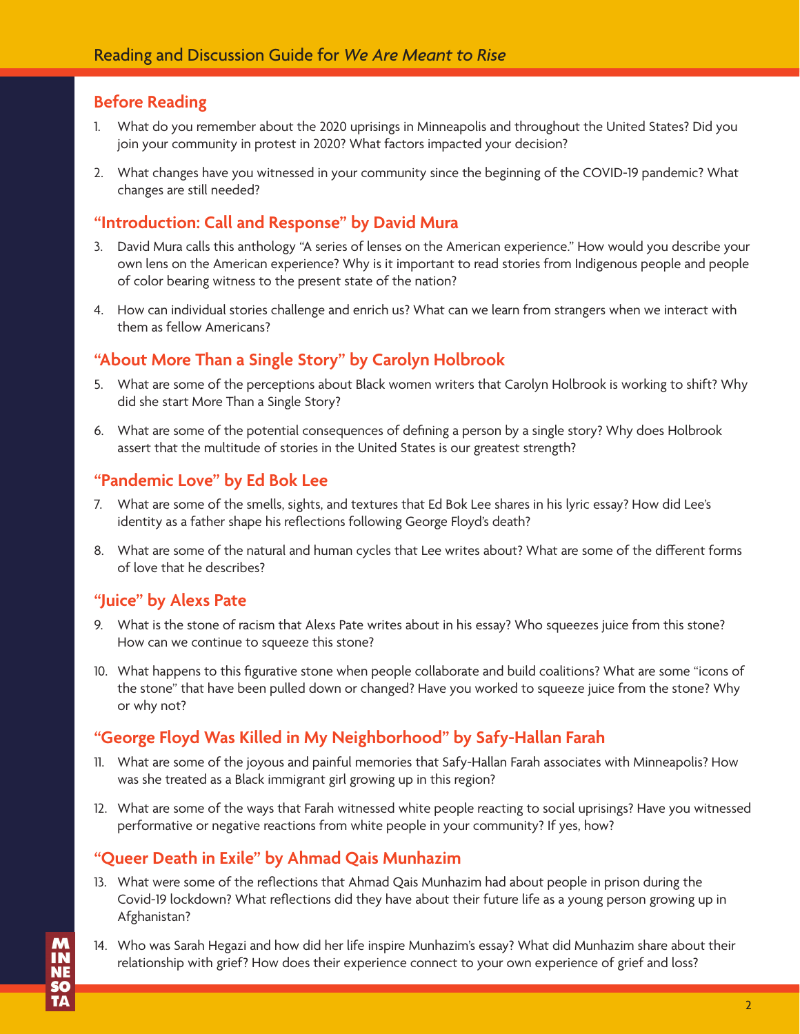## Before Reading

1. What do you remember about the 2020 uprisings in Minneapolis and throughout the United States? Did you join your community in protest in 2020? What factors impacted your decision?

2. What changes have you witnessed in your community since the beginning of the COVID-19 pandemic? What changes are still needed?

## "Introduction: Call and Response" by David Mura

3. David Mura calls this anthology "A series of lenses on the American experience." How would you describe your own lens on the American experience? Why is it important to read stories from Indigenous people and people of color bearing witness to the present state of the nation?

4. How can individual stories challenge and enrich us? What can we learn from strangers when we interact with them as fellow Americans?

## "About More Than a Single Story" by Carolyn Holbrook

5. What are some of the perceptions about Black women writers that Carolyn Holbrook is working to shift? Why did she start More Than a Single Story?

6. What are some of the potential consequences of defining a person by a single story? Why does Holbrook assert that the multitude of stories in the United States is our greatest strength?

## "Pandemic Love" by Ed Bok Lee

7. What are some of the smells, sights, and textures that Ed Bok Lee shares in his lyric essay? How did Lee's identity as a father shape his reflections following George Floyd's death?

8. What are some of the natural and human cycles that Lee writes about? What are some of the different forms of love that he describes?

## "Juice" by Alexs Pate

9. What is the stone of racism that Alexs Pate writes about in his essay? Who squeezes juice from this stone? How can we continue to squeeze this stone?

10. What happens to this figurative stone when people collaborate and build coalitions? What are some "icons of the stone" that have been pulled down or changed? Have you worked to squeeze juice from the stone? Why or why not?

## "George Floyd Was Killed in My Neighborhood" by Safy-Hallan Farah

11. What are some of the joyous and painful memories that Safy-Hallan Farah associates with Minneapolis? How was she treated as a Black immigrant girl growing up in this region?

12. What are some of the ways that Farah witnessed white people reacting to social uprisings? Have you witnessed performative or negative reactions from white people in your community? If yes, how?

## "Queer Death in Exile" by Ahmad Qais Munhazim

13. What were some of the reflections that Ahmad Qais Munhazim had about people in prison during the Covid-19 lockdown? What reflections did they have about their future life as a young person growing up in Afghanistan?

14. Who was Sarah Hegazi and how did her life inspire Munhazim's essay? What did Munhazim share about their relationship with grief? How does their experience connect to your own experience of grief and loss?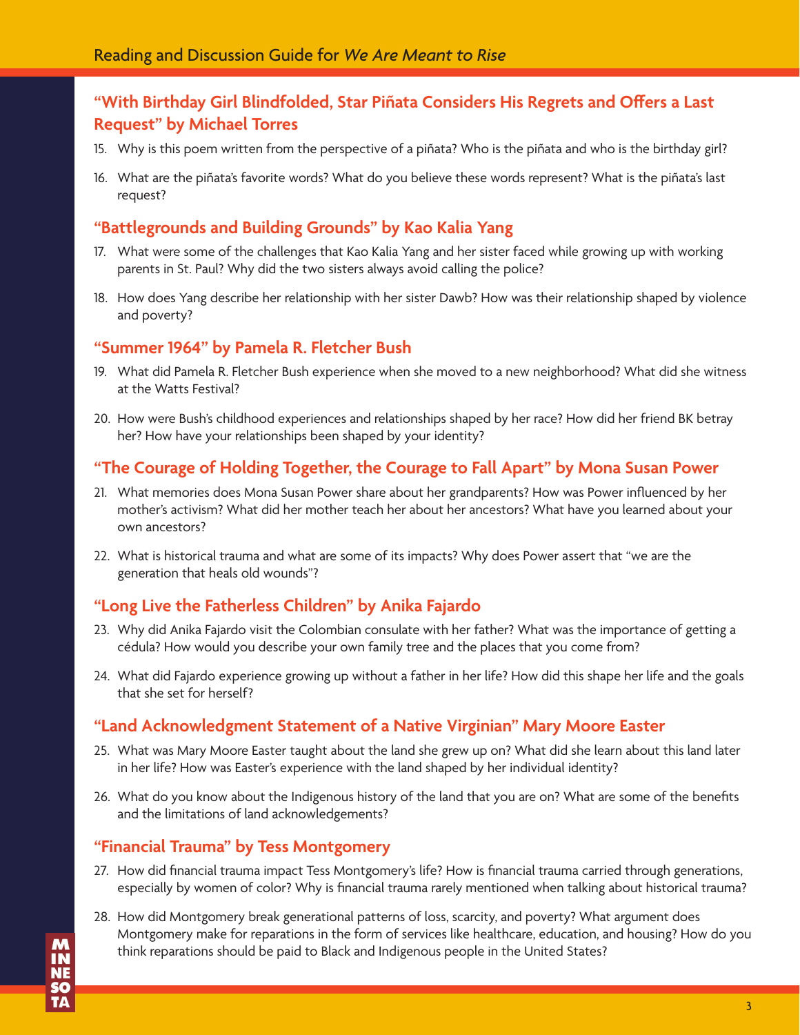## "With Birthday Girl Blindfolded, Star Piñata Considers His Regrets and Offers a Last Request" by Michael Torres

15. Why is this poem written from the perspective of a piñata? Who is the piñata and who is the birthday girl?
16. What are the piñata's favorite words? What do you believe these words represent? What is the piñata's last request?

## "Battlegrounds and Building Grounds" by Kao Kalia Yang

17. What were some of the challenges that Kao Kalia Yang and her sister faced while growing up with working parents in St. Paul? Why did the two sisters always avoid calling the police?
18. How does Yang describe her relationship with her sister Dawb? How was their relationship shaped by violence and poverty?

## "Summer 1964" by Pamela R. Fletcher Bush

19. What did Pamela R. Fletcher Bush experience when she moved to a new neighborhood? What did she witness at the Watts Festival?
20. How were Bush's childhood experiences and relationships shaped by her race? How did her friend BK betray her? How have your relationships been shaped by your identity?

## "The Courage of Holding Together, the Courage to Fall Apart" by Mona Susan Power

21. What memories does Mona Susan Power share about her grandparents? How was Power influenced by her mother's activism? What did her mother teach her about her ancestors? What have you learned about your own ancestors?
22. What is historical trauma and what are some of its impacts? Why does Power assert that "we are the generation that heals old wounds"?

## "Long Live the Fatherless Children" by Anika Fajardo

23. Why did Anika Fajardo visit the Colombian consulate with her father? What was the importance of getting a cédula? How would you describe your own family tree and the places that you come from?
24. What did Fajardo experience growing up without a father in her life? How did this shape her life and the goals that she set for herself?

## "Land Acknowledgment Statement of a Native Virginian" Mary Moore Easter

25. What was Mary Moore Easter taught about the land she grew up on? What did she learn about this land later in her life? How was Easter's experience with the land shaped by her individual identity?
26. What do you know about the Indigenous history of the land that you are on? What are some of the benefits and the limitations of land acknowledgements?

## "Financial Trauma" by Tess Montgomery

27. How did financial trauma impact Tess Montgomery's life? How is financial trauma carried through generations, especially by women of color? Why is financial trauma rarely mentioned when talking about historical trauma?
28. How did Montgomery break generational patterns of loss, scarcity, and poverty? What argument does Montgomery make for reparations in the form of services like healthcare, education, and housing? How do you think reparations should be paid to Black and Indigenous people in the United States?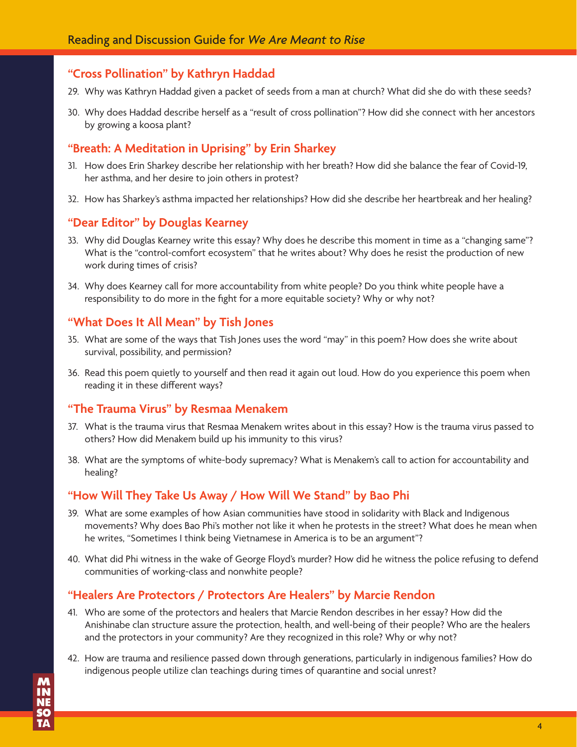## "Cross Pollination" by Kathryn Haddad

29. Why was Kathryn Haddad given a packet of seeds from a man at church? What did she do with these seeds?

30. Why does Haddad describe herself as a "result of cross pollination"? How did she connect with her ancestors by growing a koosa plant?

## "Breath: A Meditation in Uprising" by Erin Sharkey

31. How does Erin Sharkey describe her relationship with her breath? How did she balance the fear of Covid-19, her asthma, and her desire to join others in protest?

32. How has Sharkey's asthma impacted her relationships? How did she describe her heartbreak and her healing?

## "Dear Editor" by Douglas Kearney

33. Why did Douglas Kearney write this essay? Why does he describe this moment in time as a "changing same"? What is the "control-comfort ecosystem" that he writes about? Why does he resist the production of new work during times of crisis?

34. Why does Kearney call for more accountability from white people? Do you think white people have a responsibility to do more in the fight for a more equitable society? Why or why not?

## "What Does It All Mean" by Tish Jones

35. What are some of the ways that Tish Jones uses the word "may" in this poem? How does she write about survival, possibility, and permission?

36. Read this poem quietly to yourself and then read it again out loud. How do you experience this poem when reading it in these different ways?

## "The Trauma Virus" by Resmaa Menakem

37. What is the trauma virus that Resmaa Menakem writes about in this essay? How is the trauma virus passed to others? How did Menakem build up his immunity to this virus?

38. What are the symptoms of white-body supremacy? What is Menakem's call to action for accountability and healing?

## "How Will They Take Us Away / How Will We Stand" by Bao Phi

39. What are some examples of how Asian communities have stood in solidarity with Black and Indigenous movements? Why does Bao Phi's mother not like it when he protests in the street? What does he mean when he writes, "Sometimes I think being Vietnamese in America is to be an argument"?

40. What did Phi witness in the wake of George Floyd's murder? How did he witness the police refusing to defend communities of working-class and nonwhite people?

## "Healers Are Protectors / Protectors Are Healers" by Marcie Rendon

41. Who are some of the protectors and healers that Marcie Rendon describes in her essay? How did the Anishinabe clan structure assure the protection, health, and well-being of their people? Who are the healers and the protectors in your community? Are they recognized in this role? Why or why not?

42. How are trauma and resilience passed down through generations, particularly in indigenous families? How do indigenous people utilize clan teachings during times of quarantine and social unrest?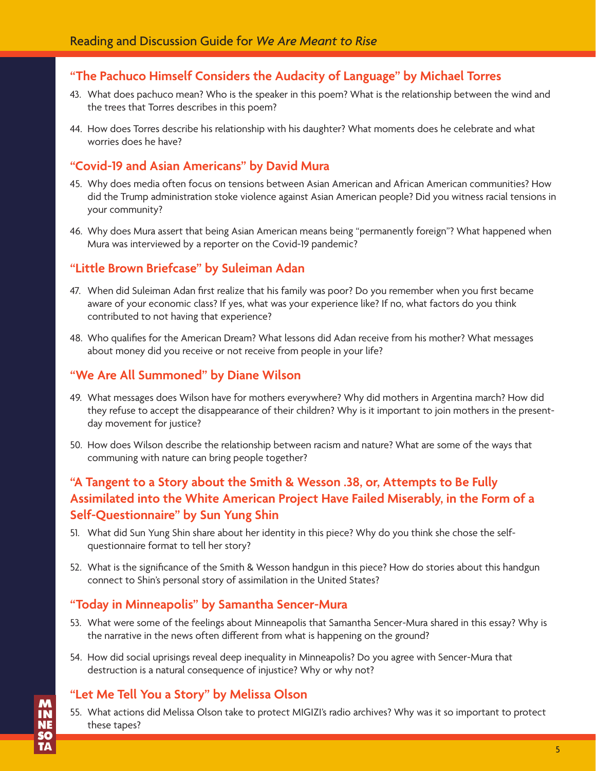## "The Pachuco Himself Considers the Audacity of Language" by Michael Torres

43. What does pachuco mean? Who is the speaker in this poem? What is the relationship between the wind and the trees that Torres describes in this poem?

44. How does Torres describe his relationship with his daughter? What moments does he celebrate and what worries does he have?

## "Covid-19 and Asian Americans" by David Mura

45. Why does media often focus on tensions between Asian American and African American communities? How did the Trump administration stoke violence against Asian American people? Did you witness racial tensions in your community?

46. Why does Mura assert that being Asian American means being "permanently foreign"? What happened when Mura was interviewed by a reporter on the Covid-19 pandemic?

## "Little Brown Briefcase" by Suleiman Adan

47. When did Suleiman Adan first realize that his family was poor? Do you remember when you first became aware of your economic class? If yes, what was your experience like? If no, what factors do you think contributed to not having that experience?

48. Who qualifies for the American Dream? What lessons did Adan receive from his mother? What messages about money did you receive or not receive from people in your life?

## "We Are All Summoned" by Diane Wilson

49. What messages does Wilson have for mothers everywhere? Why did mothers in Argentina march? How did they refuse to accept the disappearance of their children? Why is it important to join mothers in the present-day movement for justice?

50. How does Wilson describe the relationship between racism and nature? What are some of the ways that communing with nature can bring people together?

## "A Tangent to a Story about the Smith & Wesson .38, or, Attempts to Be Fully Assimilated into the White American Project Have Failed Miserably, in the Form of a Self-Questionnaire" by Sun Yung Shin

51. What did Sun Yung Shin share about her identity in this piece? Why do you think she chose the self-questionnaire format to tell her story?

52. What is the significance of the Smith & Wesson handgun in this piece? How do stories about this handgun connect to Shin's personal story of assimilation in the United States?

## "Today in Minneapolis" by Samantha Sencer-Mura

53. What were some of the feelings about Minneapolis that Samantha Sencer-Mura shared in this essay? Why is the narrative in the news often different from what is happening on the ground?

54. How did social uprisings reveal deep inequality in Minneapolis? Do you agree with Sencer-Mura that destruction is a natural consequence of injustice? Why or why not?

## "Let Me Tell You a Story" by Melissa Olson

55. What actions did Melissa Olson take to protect MIGIZI's radio archives? Why was it so important to protect these tapes?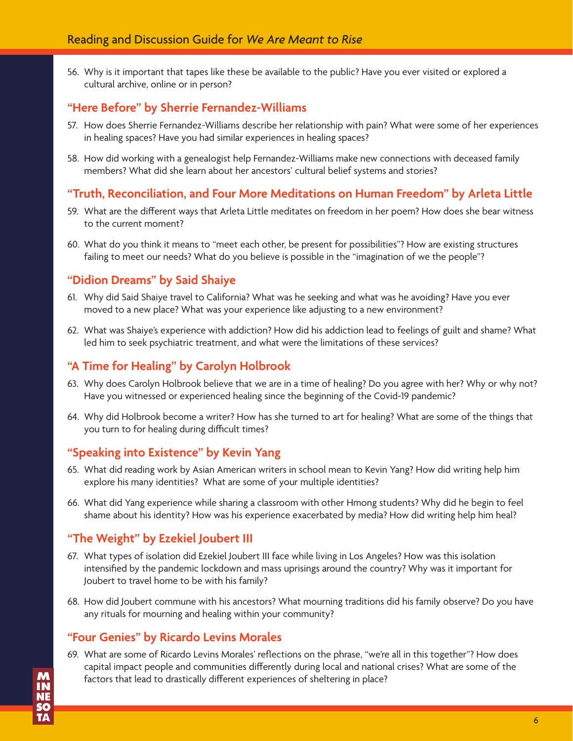56. Why is it important that tapes like these be available to the public? Have you ever visited or explored a cultural archive, online or in person?

### "Here Before" by Sherrie Fernandez-Williams

57. How does Sherrie Fernandez-Williams describe her relationship with pain? What were some of her experiences in healing spaces? Have you had similar experiences in healing spaces?

58. How did working with a genealogist help Fernandez-Williams make new connections with deceased family members? What did she learn about her ancestors' cultural belief systems and stories?

### "Truth, Reconciliation, and Four More Meditations on Human Freedom" by Arleta Little

59. What are the different ways that Arleta Little meditates on freedom in her poem? How does she bear witness to the current moment?

60. What do you think it means to "meet each other, be present for possibilities"? How are existing structures failing to meet our needs? What do you believe is possible in the "imagination of we the people"?

### "Didion Dreams" by Said Shaiye

61. Why did Said Shaiye travel to California? What was he seeking and what was he avoiding? Have you ever moved to a new place? What was your experience like adjusting to a new environment?

62. What was Shaiye's experience with addiction? How did his addiction lead to feelings of guilt and shame? What led him to seek psychiatric treatment, and what were the limitations of these services?

### "A Time for Healing" by Carolyn Holbrook

63. Why does Carolyn Holbrook believe that we are in a time of healing? Do you agree with her? Why or why not? Have you witnessed or experienced healing since the beginning of the Covid-19 pandemic?

64. Why did Holbrook become a writer? How has she turned to art for healing? What are some of the things that you turn to for healing during difficult times?

### "Speaking into Existence" by Kevin Yang

65. What did reading work by Asian American writers in school mean to Kevin Yang? How did writing help him explore his many identities? What are some of your multiple identities?

66. What did Yang experience while sharing a classroom with other Hmong students? Why did he begin to feel shame about his identity? How was his experience exacerbated by media? How did writing help him heal?

### "The Weight" by Ezekiel Joubert III

67. What types of isolation did Ezekiel Joubert III face while living in Los Angeles? How was this isolation intensified by the pandemic lockdown and mass uprisings around the country? Why was it important for Joubert to travel home to be with his family?

68. How did Joubert commune with his ancestors? What mourning traditions did his family observe? Do you have any rituals for mourning and healing within your community?

### "Four Genies" by Ricardo Levins Morales

69. What are some of Ricardo Levins Morales' reflections on the phrase, "we're all in this together"? How does capital impact people and communities differently during local and national crises? What are some of the factors that lead to drastically different experiences of sheltering in place?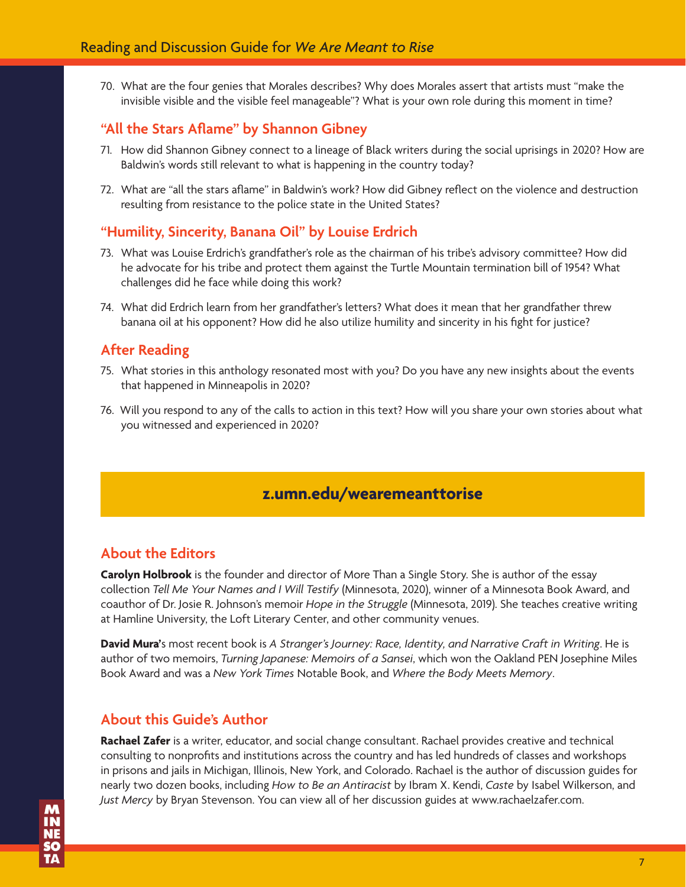70. What are the four genies that Morales describes? Why does Morales assert that artists must "make the invisible visible and the visible feel manageable"? What is your own role during this moment in time?

## "All the Stars Aflame" by Shannon Gibney

71. How did Shannon Gibney connect to a lineage of Black writers during the social uprisings in 2020? How are Baldwin's words still relevant to what is happening in the country today?

72. What are "all the stars aflame" in Baldwin's work? How did Gibney reflect on the violence and destruction resulting from resistance to the police state in the United States?

## "Humility, Sincerity, Banana Oil" by Louise Erdrich

73. What was Louise Erdrich's grandfather's role as the chairman of his tribe's advisory committee? How did he advocate for his tribe and protect them against the Turtle Mountain termination bill of 1954? What challenges did he face while doing this work?

74. What did Erdrich learn from her grandfather's letters? What does it mean that her grandfather threw banana oil at his opponent? How did he also utilize humility and sincerity in his fight for justice?

## After Reading

75. What stories in this anthology resonated most with you? Do you have any new insights about the events that happened in Minneapolis in 2020?

76. Will you respond to any of the calls to action in this text? How will you share your own stories about what you witnessed and experienced in 2020?

**z.umn.edu/wearemeanttorise**

## About the Editors

**Carolyn Holbrook** is the founder and director of More Than a Single Story. She is author of the essay collection *Tell Me Your Names and I Will Testify* (Minnesota, 2020), winner of a Minnesota Book Award, and coauthor of Dr. Josie R. Johnson's memoir *Hope in the Struggle* (Minnesota, 2019). She teaches creative writing at Hamline University, the Loft Literary Center, and other community venues.

**David Mura**'s most recent book is *A Stranger's Journey: Race, Identity, and Narrative Craft in Writing*. He is author of two memoirs, *Turning Japanese: Memoirs of a Sansei*, which won the Oakland PEN Josephine Miles Book Award and was a *New York Times* Notable Book, and *Where the Body Meets Memory*.

## About this Guide's Author

**Rachael Zafer** is a writer, educator, and social change consultant. Rachael provides creative and technical consulting to nonprofits and institutions across the country and has led hundreds of classes and workshops in prisons and jails in Michigan, Illinois, New York, and Colorado. Rachael is the author of discussion guides for nearly two dozen books, including *How to Be an Antiracist* by Ibram X. Kendi, *Caste* by Isabel Wilkerson, and *Just Mercy* by Bryan Stevenson. You can view all of her discussion guides at www.rachaelzafer.com.